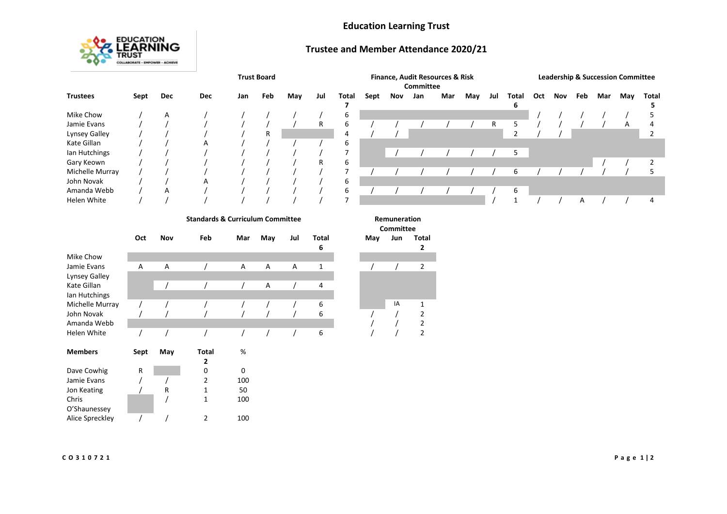# Education Learning Trust

## Trustee and Member Attendance 2020/21

| | Trust Board | | | | | | | | Finance, Audit Resources & Risk Committee | | | | | | | Leadership & Succession Committee | | | | | |
|---|---|---|---|---|---|---|---|---|---|---|---|---|---|---|---|---|---|---|---|---|---|
| **Trustees** | **Sept** | **Dec** | **Dec** | **Jan** | **Feb** | **May** | **Jul** | **Total 7** | **Sept** | **Nov** | **Jan** | **Mar** | **May** | **Jul** | **Total 6** | **Oct** | **Nov** | **Feb** | **Mar** | **May** | **Total 5** |
| Mike Chow | / | A | / | / | / | / | / | 6 | | | | | | | | / | / | / | / | / | 5 |
| Jamie Evans | / | / | / | / | / | / | R | 6 | / | / | / | / | / | R | 5 | / | / | / | / | A | 4 |
| Lynsey Galley | / | / | / | / | R | | | 4 | / | / | | | | | 2 | / | / | | | | 2 |
| Kate Gillan | / | / | A | / | / | / | / | 6 | | | | | | | | | | | | | |
| Ian Hutchings | / | / | / | / | / | / | / | 7 | | / | / | / | / | / | 5 | | | | | | |
| Gary Keown | / | / | / | / | / | / | R | 6 | | | | | | | | | | | / | / | 2 |
| Michelle Murray | / | / | / | / | / | / | / | 7 | / | / | / | / | / | / | 6 | / | / | / | / | / | 5 |
| John Novak | / | / | A | / | / | / | / | 6 | | | | | | | | | | | | | |
| Amanda Webb | / | A | / | / | / | / | / | 6 | / | / | / | / | / | / | 6 | | | | | | |
| Helen White | / | / | / | / | / | / | / | 7 | | | | | | / | 1 | / | / | A | / | / | 4 |

| | Standards & Curriculum Committee | | | | | | | Remuneration Committee | | |
|---|---|---|---|---|---|---|---|---|---|---|
| | **Oct** | **Nov** | **Feb** | **Mar** | **May** | **Jul** | **Total 6** | **May** | **Jun** | **Total 2** |
| Mike Chow | | | | | | | | | | |
| Jamie Evans | A | A | / | A | A | A | 1 | / | / | 2 |
| Lynsey Galley | | | | | | | | | | |
| Kate Gillan | | / | / | / | A | / | 4 | | | |
| Ian Hutchings | | | | | | | | | | |
| Michelle Murray | / | / | / | / | / | / | 6 | | IA | 1 |
| John Novak | / | / | / | / | / | / | 6 | / | / | 2 |
| Amanda Webb | | | | | | | | / | / | 2 |
| Helen White | / | / | / | / | / | / | 6 | / | / | 2 |

| **Members** | **Sept** | **May** | **Total 2** | **%** |
|---|---|---|---|---|
| Dave Cowhig | R | | 0 | 0 |
| Jamie Evans | / | / | 2 | 100 |
| Jon Keating | / | R | 1 | 50 |
| Chris O'Shaunessey | | / | 1 | 100 |
| Alice Spreckley | / | / | 2 | 100 |

CO310721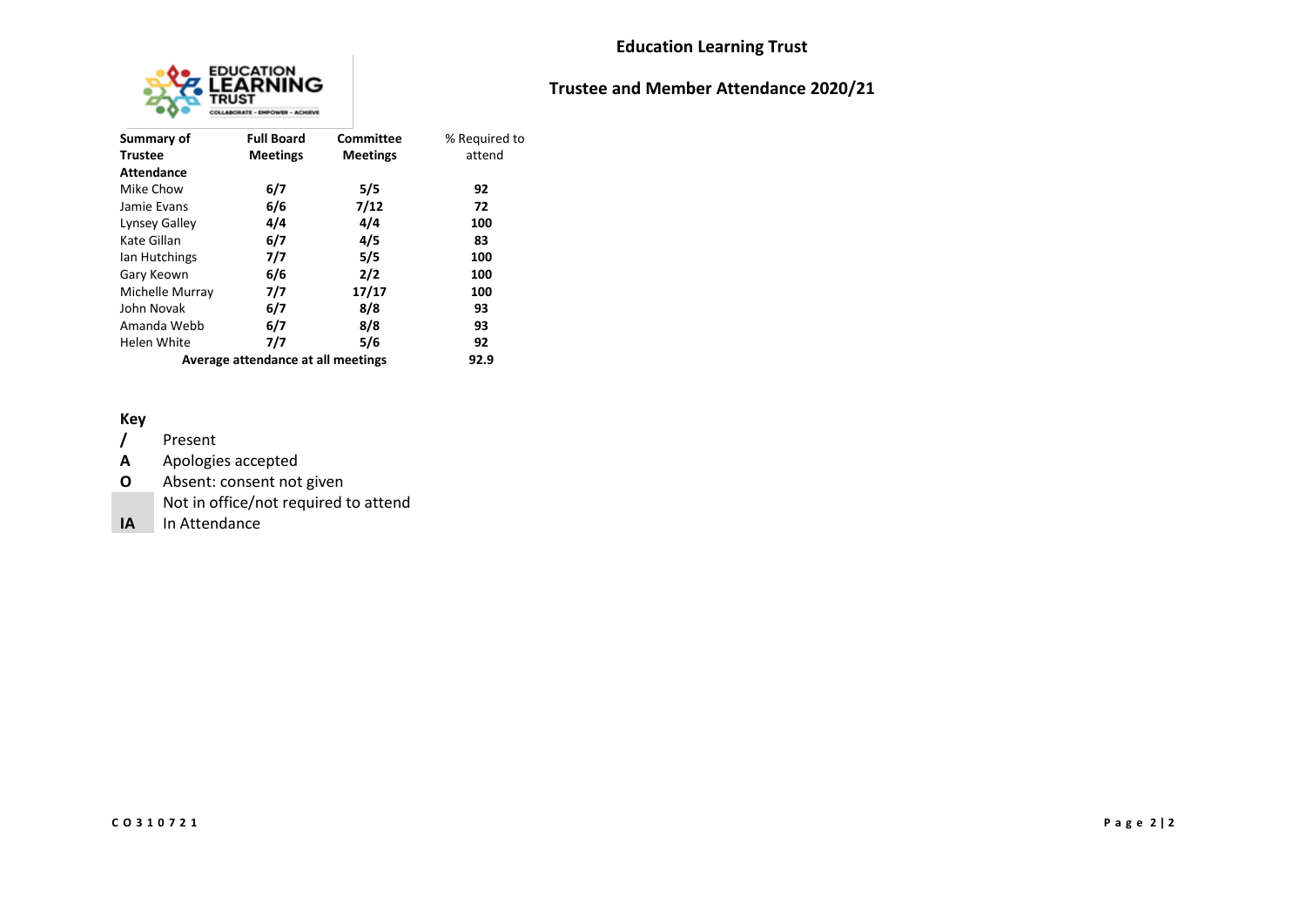# Education Learning Trust

## Trustee and Member Attendance 2020/21

| Summary of Trustee Attendance | Full Board Meetings | Committee Meetings | % Required to attend |
|---|---|---|---|
| Mike Chow | **6/7** | **5/5** | **92** |
| Jamie Evans | **6/6** | **7/12** | **72** |
| Lynsey Galley | **4/4** | **4/4** | **100** |
| Kate Gillan | **6/7** | **4/5** | **83** |
| Ian Hutchings | **7/7** | **5/5** | **100** |
| Gary Keown | **6/6** | **2/2** | **100** |
| Michelle Murray | **7/7** | **17/17** | **100** |
| John Novak | **6/7** | **8/8** | **93** |
| Amanda Webb | **6/7** | **8/8** | **93** |
| Helen White | **7/7** | **5/6** | **92** |
| **Average attendance at all meetings** | | | **92.9** |

**Key**

| | |
|---|---|
| **/** | Present |
| **A** | Apologies accepted |
| **O** | Absent: consent not given |
| | Not in office/not required to attend |
| **IA** | In Attendance |